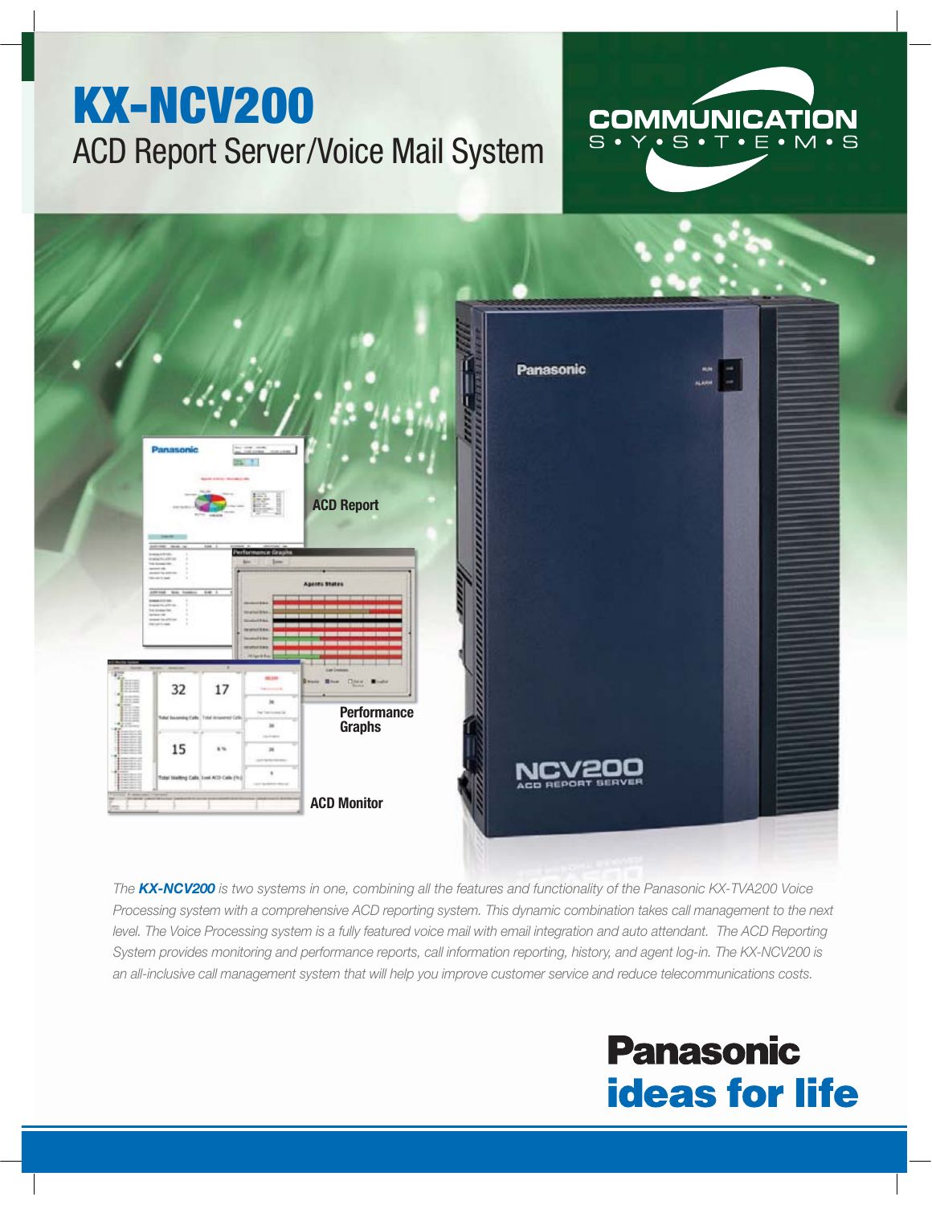# KX-NCV200

## ACD Report Server/Voice Mail System

COMMUNICATION S•Y•S•T•E•M•S

ACD Report

Performance Graphs

ACD Monitor

*The **KX-NCV200** is two systems in one, combining all the features and functionality of the Panasonic KX-TVA200 Voice Processing system with a comprehensive ACD reporting system. This dynamic combination takes call management to the next level. The Voice Processing system is a fully featured voice mail with email integration and auto attendant. The ACD Reporting System provides monitoring and performance reports, call information reporting, history, and agent log-in. The KX-NCV200 is an all-inclusive call management system that will help you improve customer service and reduce telecommunications costs.*

**Panasonic**
**ideas for life**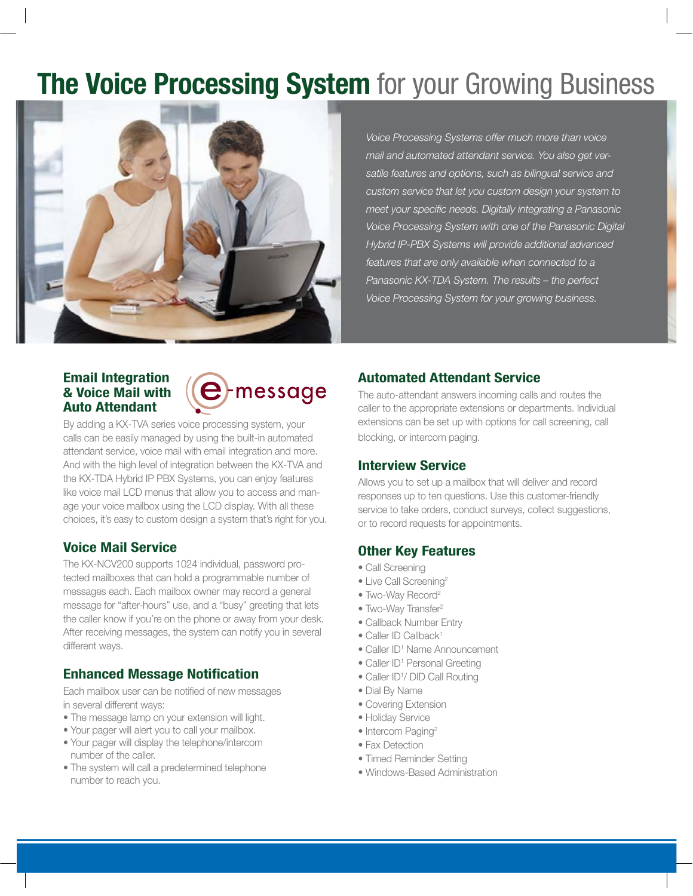# **The Voice Processing System** for your Growing Business

*Voice Processing Systems offer much more than voice mail and automated attendant service. You also get versatile features and options, such as bilingual service and custom service that let you custom design your system to meet your specific needs. Digitally integrating a Panasonic Voice Processing System with one of the Panasonic Digital Hybrid IP-PBX Systems will provide additional advanced features that are only available when connected to a Panasonic KX-TDA System. The results – the perfect Voice Processing System for your growing business.*

## Email Integration & Voice Mail with Auto Attendant

e-message

By adding a KX-TVA series voice processing system, your calls can be easily managed by using the built-in automated attendant service, voice mail with email integration and more. And with the high level of integration between the KX-TVA and the KX-TDA Hybrid IP PBX Systems, you can enjoy features like voice mail LCD menus that allow you to access and manage your voice mailbox using the LCD display. With all these choices, it's easy to custom design a system that's right for you.

## Voice Mail Service

The KX-NCV200 supports 1024 individual, password protected mailboxes that can hold a programmable number of messages each. Each mailbox owner may record a general message for "after-hours" use, and a "busy" greeting that lets the caller know if you're on the phone or away from your desk. After receiving messages, the system can notify you in several different ways.

## Enhanced Message Notification

Each mailbox user can be notified of new messages in several different ways:

- The message lamp on your extension will light.
- Your pager will alert you to call your mailbox.
- Your pager will display the telephone/intercom number of the caller.
- The system will call a predetermined telephone number to reach you.

## Automated Attendant Service

The auto-attendant answers incoming calls and routes the caller to the appropriate extensions or departments. Individual extensions can be set up with options for call screening, call blocking, or intercom paging.

## Interview Service

Allows you to set up a mailbox that will deliver and record responses up to ten questions. Use this customer-friendly service to take orders, conduct surveys, collect suggestions, or to record requests for appointments.

## Other Key Features

- Call Screening
- Live Call Screening[2]
- Two-Way Record[2]
- Two-Way Transfer[2]
- Callback Number Entry
- Caller ID Callback[1]
- Caller ID[1] Name Announcement
- Caller ID[1] Personal Greeting
- Caller ID[1]/ DID Call Routing
- Dial By Name
- Covering Extension
- Holiday Service
- Intercom Paging[2]
- Fax Detection
- Timed Reminder Setting
- Windows-Based Administration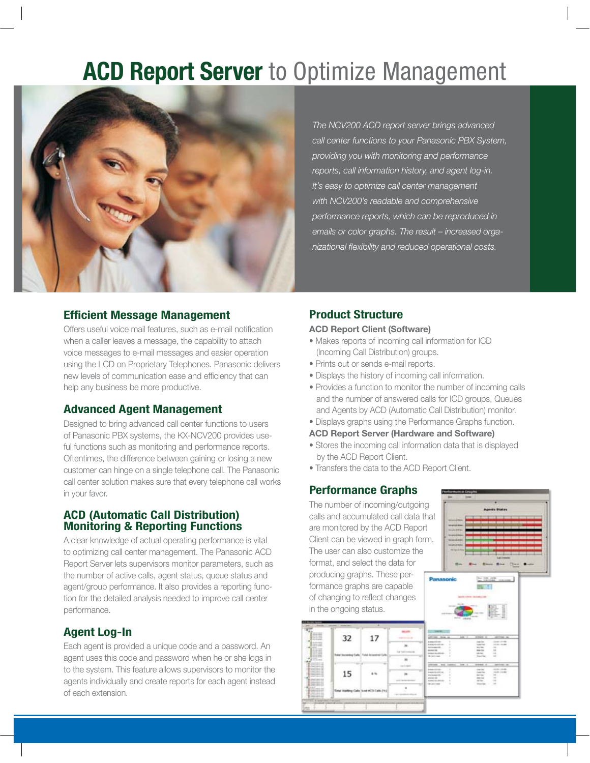# **ACD Report Server** to Optimize Management

*The NCV200 ACD report server brings advanced call center functions to your Panasonic PBX System, providing you with monitoring and performance reports, call information history, and agent log-in. It's easy to optimize call center management with NCV200's readable and comprehensive performance reports, which can be reproduced in emails or color graphs. The result – increased organizational flexibility and reduced operational costs.*

## Efficient Message Management

Offers useful voice mail features, such as e-mail notification when a caller leaves a message, the capability to attach voice messages to e-mail messages and easier operation using the LCD on Proprietary Telephones. Panasonic delivers new levels of communication ease and efficiency that can help any business be more productive.

## Advanced Agent Management

Designed to bring advanced call center functions to users of Panasonic PBX systems, the KX-NCV200 provides useful functions such as monitoring and performance reports. Oftentimes, the difference between gaining or losing a new customer can hinge on a single telephone call. The Panasonic call center solution makes sure that every telephone call works in your favor.

## ACD (Automatic Call Distribution) Monitoring & Reporting Functions

A clear knowledge of actual operating performance is vital to optimizing call center management. The Panasonic ACD Report Server lets supervisors monitor parameters, such as the number of active calls, agent status, queue status and agent/group performance. It also provides a reporting function for the detailed analysis needed to improve call center performance.

## Agent Log-In

Each agent is provided a unique code and a password. An agent uses this code and password when he or she logs in to the system. This feature allows supervisors to monitor the agents individually and create reports for each agent instead of each extension.

## Product Structure

**ACD Report Client (Software)**

- Makes reports of incoming call information for ICD (Incoming Call Distribution) groups.
- Prints out or sends e-mail reports.
- Displays the history of incoming call information.
- Provides a function to monitor the number of incoming calls and the number of answered calls for ICD groups, Queues and Agents by ACD (Automatic Call Distribution) monitor.
- Displays graphs using the Performance Graphs function.

**ACD Report Server (Hardware and Software)**

- Stores the incoming call information data that is displayed by the ACD Report Client.
- Transfers the data to the ACD Report Client.

## Performance Graphs

The number of incoming/outgoing calls and accumulated call data that are monitored by the ACD Report Client can be viewed in graph form. The user can also customize the format, and select the data for producing graphs. These performance graphs are capable of changing to reflect changes in the ongoing status.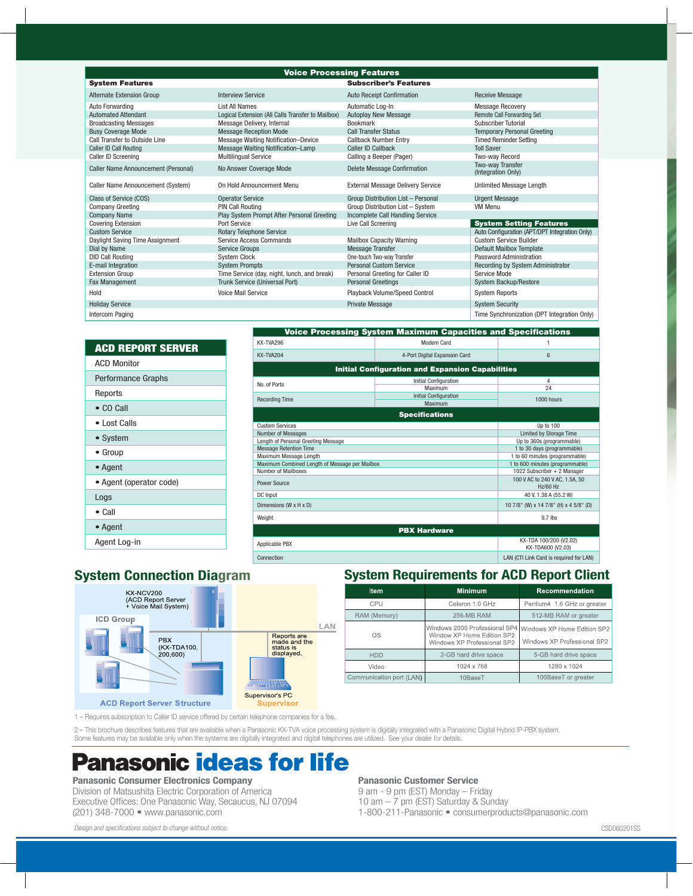## Voice Processing Features

| System Features | | Subscriber's Features | |
|---|---|---|---|
| Alternate Extension Group | Interview Service | Auto Receipt Confirmation | Receive Message |
| Auto Forwarding | List All Names | Automatic Log-In | Message Recovery |
| Automated Attendant | Logical Extension (All Calls Transfer to Mailbox) | Autoplay New Message | Remote Call Forwarding Set |
| Broadcasting Messages | Message Delivery, Internal | Bookmark | Subscriber Tutorial |
| Busy Coverage Mode | Message Reception Mode | Call Transfer Status | Temporary Personal Greeting |
| Call Transfer to Outside Line | Message Waiting Notification–Device | Callback Number Entry | Timed Reminder Setting |
| Caller ID Call Routing | Message Waiting Notification–Lamp | Caller ID Callback | Toll Saver |
| Caller ID Screening | Multilingual Service | Calling a Beeper (Pager) | Two-way Record |
| Caller Name Announcement (Personal) | No Answer Coverage Mode | Delete Message Confirmation | Two-way Transfer (Integration Only) |
| Caller Name Announcement (System) | On Hold Announcement Menu | External Message Delivery Service | Unlimited Message Length |
| Class of Service (COS) | Operator Service | Group Distribution List – Personal | Urgent Message |
| Company Greeting | PIN Call Routing | Group Distribution List – System | VM Menu |
| Company Name | Play System Prompt After Personal Greeting | Incomplete Call Handling Service | |
| Covering Extension | Port Service | Live Call Screening | **System Setting Features** |
| Custom Service | Rotary Telephone Service | | Auto Configuration (APT/DPT Integration Only) |
| Daylight Saving Time Assignment | Service Access Commands | Mailbox Capacity Warning | Custom Service Builder |
| Dial by Name | Service Groups | Message Transfer | Default Mailbox Template |
| DID Call Routing | System Clock | One-touch Two-way Transfer | Password Administration |
| E-mail Integration | System Prompts | Personal Custom Service | Recording by System Administrator |
| Extension Group | Time Service (day, night, lunch, and break) | Personal Greeting for Caller ID | Service Mode |
| Fax Management | Trunk Service (Universal Port) | Personal Greetings | System Backup/Restore |
| Hold | Voice Mail Service | Playback Volume/Speed Control | System Reports |
| Holiday Service | | Private Message | System Security |
| Intercom Paging | | | Time Synchronization (DPT Integration Only) |

## ACD REPORT SERVER

- ACD Monitor
- Performance Graphs
- Reports
  - CO Call
  - Lost Calls
  - System
  - Group
  - Agent
  - Agent (operator code)
- Logs
  - Call
  - Agent
- Agent Log-in

## Voice Processing System Maximum Capacities and Specifications

| | | |
|---|---|---|
| KX-TVA296 | Modem Card | 1 |
| KX-TVA204 | 4-Port Digital Expansion Card | 6 |
| **Initial Configuration and Expansion Capabilities** | | |
| No. of Ports | Initial Configuration | 4 |
| | Maximum | 24 |
| Recording Time | Initial Configuration | 1000 hours |
| | Maximum | |
| **Specifications** | | |
| Custom Services | | Up to 100 |
| Number of Messages | | Limited by Storage Time |
| Length of Personal Greeting Message | | Up to 360s (programmable) |
| Message Retention Time | | 1 to 30 days (programmable) |
| Maximum Message Length | | 1 to 60 minutes (programmable) |
| Maximum Combined Length of Message per Mailbox | | 1 to 600 minutes (programmable) |
| Number of Mailboxes | | 1022 Subscriber + 2 Manager |
| Power Source | | 100 V AC to 240 V AC, 1.5A, 50 Hz/60 Hz |
| DC Input | | 40 V, 1.38 A (55.2 W) |
| Dimensions (W x H x D) | | 10 7/8" (W) x 14 7/8" (H) x 4 5/8" (D) |
| Weight | | 9.7 lbs |
| **PBX Hardware** | | |
| Applicable PBX | | KX-TDA 100/200 (V2.02) KX-TDA600 (V2.03) |
| Connection | | LAN (CTI Link Card is required for LAN) |

## System Connection Diagram

KX-NCV200 (ACD Report Server + Voice Mail System)

ICD Group

PBX (KX-TDA100, 200,600)

LAN

Reports are made and the status is displayed.

Supervisor's PC

ACD Report Server Structure

Supervisor

## System Requirements for ACD Report Client

| Item | Minimum | Recommendation |
|---|---|---|
| CPU | Celeron 1.0 GHz | Pentium4 1.6 GHz or greater |
| RAM (Memory) | 256-MB RAM | 512-MB RAM or greater |
| OS | Windows 2000 Professional SP4<br>Window XP Home Edition SP2<br>Windows XP Professional SP2 | Windows XP Home Edition SP2<br>Windows XP Professional SP2 |
| HDD | 2-GB hard drive space | 5-GB hard drive space |
| Video | 1024 x 768 | 1280 x 1024 |
| Communication port (LAN) | 10BaseT | 100BaseT or greater |

1 – Requires subscription to Caller ID service offered by certain telephone companies for a fee.

2 – This brochure describes features that are available when a Panasonic KX-TVA voice processing system is digitally integrated with a Panasonic Digital Hybrid IP-PBX system. Some features may be available only when the systems are digitally integrated and digital telephones are utilized. See your dealer for details.

# Panasonic ideas for life

**Panasonic Consumer Electronics Company**
Division of Matsushita Electric Corporation of America
Executive Offices: One Panasonic Way, Secaucus, NJ 07094
(201) 348-7000 • www.panasonic.com

**Panasonic Customer Service**
9 am - 9 pm (EST) Monday – Friday
10 am – 7 pm (EST) Saturday & Sunday
1-800-211-Panasonic • consumerproducts@panasonic.com

*Design and specifications subject to change without notice.*

CSD060201SS